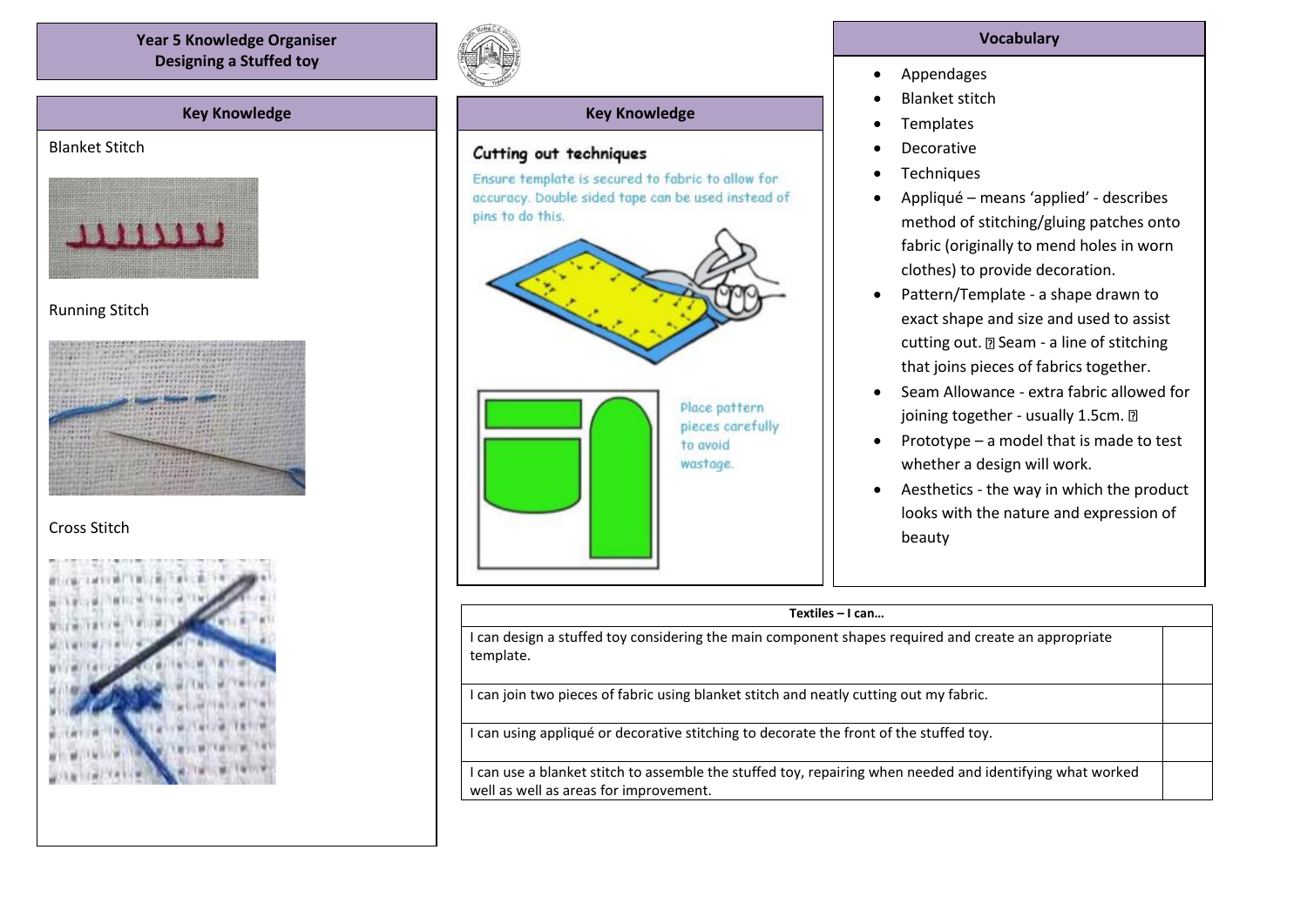# Year 5 Knowledge Organiser
## Designing a Stuffed toy

## Key Knowledge

Blanket Stitch

Running Stitch

Cross Stitch

## Key Knowledge

### Cutting out techniques

Ensure template is secured to fabric to allow for accuracy. Double sided tape can be used instead of pins to do this.

Place pattern pieces carefully to avoid wastage.

## Vocabulary

- Appendages
- Blanket stitch
- Templates
- Decorative
- Techniques
- Appliqué – means 'applied' - describes method of stitching/gluing patches onto fabric (originally to mend holes in worn clothes) to provide decoration.
- Pattern/Template - a shape drawn to exact shape and size and used to assist cutting out. Seam - a line of stitching that joins pieces of fabrics together.
- Seam Allowance - extra fabric allowed for joining together - usually 1.5cm.
- Prototype – a model that is made to test whether a design will work.
- Aesthetics - the way in which the product looks with the nature and expression of beauty

| Textiles – I can… | |
|---|---|
| I can design a stuffed toy considering the main component shapes required and create an appropriate template. | |
| I can join two pieces of fabric using blanket stitch and neatly cutting out my fabric. | |
| I can using appliqué or decorative stitching to decorate the front of the stuffed toy. | |
| I can use a blanket stitch to assemble the stuffed toy, repairing when needed and identifying what worked well as well as areas for improvement. | |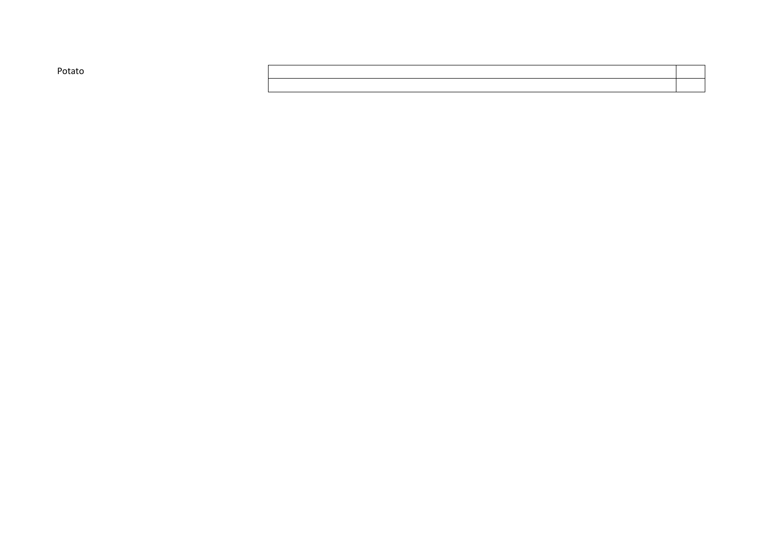Potato

| | |
|---|---|
| | |
| | |